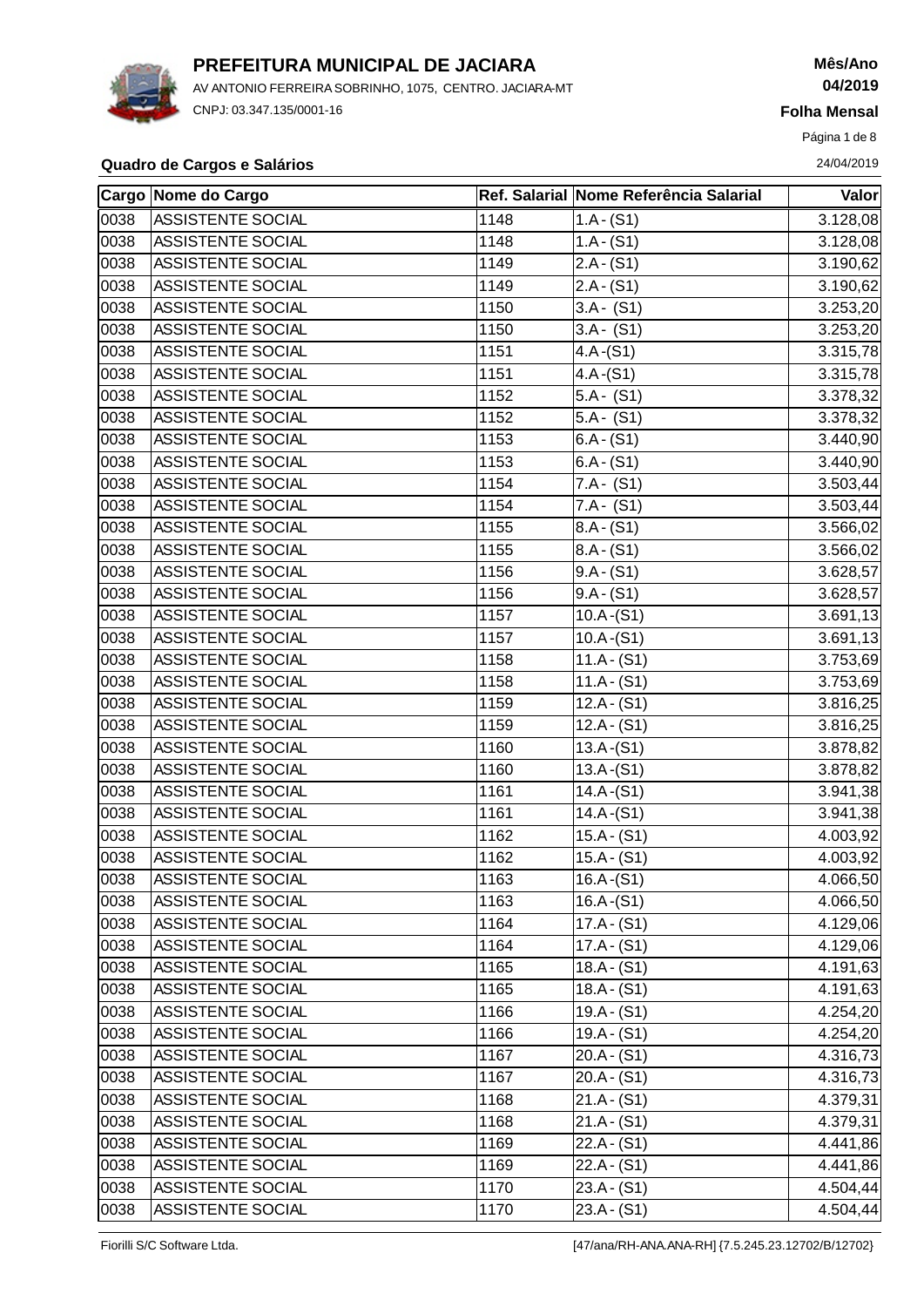# PREFEITURA MUNICIPAL DE JACIARA

AV ANTONIO FERREIRA SOBRINHO, 1075, CENTRO. JACIARA-MT

CNPJ: 03.347.135/0001-16

**Mês/Ano**
**04/2019**

**Folha Mensal**

24/04/2019

**Quadro de Cargos e Salários**

| Cargo | Nome do Cargo | Ref. Salarial | Nome Referência Salarial | Valor |
|---|---|---|---|---|
| 0038 | ASSISTENTE SOCIAL | 1148 | 1.A - (S1) | 3.128,08 |
| 0038 | ASSISTENTE SOCIAL | 1148 | 1.A - (S1) | 3.128,08 |
| 0038 | ASSISTENTE SOCIAL | 1149 | 2.A - (S1) | 3.190,62 |
| 0038 | ASSISTENTE SOCIAL | 1149 | 2.A - (S1) | 3.190,62 |
| 0038 | ASSISTENTE SOCIAL | 1150 | 3.A - (S1) | 3.253,20 |
| 0038 | ASSISTENTE SOCIAL | 1150 | 3.A - (S1) | 3.253,20 |
| 0038 | ASSISTENTE SOCIAL | 1151 | 4.A -(S1) | 3.315,78 |
| 0038 | ASSISTENTE SOCIAL | 1151 | 4.A -(S1) | 3.315,78 |
| 0038 | ASSISTENTE SOCIAL | 1152 | 5.A - (S1) | 3.378,32 |
| 0038 | ASSISTENTE SOCIAL | 1152 | 5.A - (S1) | 3.378,32 |
| 0038 | ASSISTENTE SOCIAL | 1153 | 6.A - (S1) | 3.440,90 |
| 0038 | ASSISTENTE SOCIAL | 1153 | 6.A - (S1) | 3.440,90 |
| 0038 | ASSISTENTE SOCIAL | 1154 | 7.A - (S1) | 3.503,44 |
| 0038 | ASSISTENTE SOCIAL | 1154 | 7.A - (S1) | 3.503,44 |
| 0038 | ASSISTENTE SOCIAL | 1155 | 8.A - (S1) | 3.566,02 |
| 0038 | ASSISTENTE SOCIAL | 1155 | 8.A - (S1) | 3.566,02 |
| 0038 | ASSISTENTE SOCIAL | 1156 | 9.A - (S1) | 3.628,57 |
| 0038 | ASSISTENTE SOCIAL | 1156 | 9.A - (S1) | 3.628,57 |
| 0038 | ASSISTENTE SOCIAL | 1157 | 10.A -(S1) | 3.691,13 |
| 0038 | ASSISTENTE SOCIAL | 1157 | 10.A -(S1) | 3.691,13 |
| 0038 | ASSISTENTE SOCIAL | 1158 | 11.A - (S1) | 3.753,69 |
| 0038 | ASSISTENTE SOCIAL | 1158 | 11.A - (S1) | 3.753,69 |
| 0038 | ASSISTENTE SOCIAL | 1159 | 12.A - (S1) | 3.816,25 |
| 0038 | ASSISTENTE SOCIAL | 1159 | 12.A - (S1) | 3.816,25 |
| 0038 | ASSISTENTE SOCIAL | 1160 | 13.A -(S1) | 3.878,82 |
| 0038 | ASSISTENTE SOCIAL | 1160 | 13.A -(S1) | 3.878,82 |
| 0038 | ASSISTENTE SOCIAL | 1161 | 14.A -(S1) | 3.941,38 |
| 0038 | ASSISTENTE SOCIAL | 1161 | 14.A -(S1) | 3.941,38 |
| 0038 | ASSISTENTE SOCIAL | 1162 | 15.A - (S1) | 4.003,92 |
| 0038 | ASSISTENTE SOCIAL | 1162 | 15.A - (S1) | 4.003,92 |
| 0038 | ASSISTENTE SOCIAL | 1163 | 16.A -(S1) | 4.066,50 |
| 0038 | ASSISTENTE SOCIAL | 1163 | 16.A -(S1) | 4.066,50 |
| 0038 | ASSISTENTE SOCIAL | 1164 | 17.A - (S1) | 4.129,06 |
| 0038 | ASSISTENTE SOCIAL | 1164 | 17.A - (S1) | 4.129,06 |
| 0038 | ASSISTENTE SOCIAL | 1165 | 18.A - (S1) | 4.191,63 |
| 0038 | ASSISTENTE SOCIAL | 1165 | 18.A - (S1) | 4.191,63 |
| 0038 | ASSISTENTE SOCIAL | 1166 | 19.A - (S1) | 4.254,20 |
| 0038 | ASSISTENTE SOCIAL | 1166 | 19.A - (S1) | 4.254,20 |
| 0038 | ASSISTENTE SOCIAL | 1167 | 20.A - (S1) | 4.316,73 |
| 0038 | ASSISTENTE SOCIAL | 1167 | 20.A - (S1) | 4.316,73 |
| 0038 | ASSISTENTE SOCIAL | 1168 | 21.A - (S1) | 4.379,31 |
| 0038 | ASSISTENTE SOCIAL | 1168 | 21.A - (S1) | 4.379,31 |
| 0038 | ASSISTENTE SOCIAL | 1169 | 22.A - (S1) | 4.441,86 |
| 0038 | ASSISTENTE SOCIAL | 1169 | 22.A - (S1) | 4.441,86 |
| 0038 | ASSISTENTE SOCIAL | 1170 | 23.A - (S1) | 4.504,44 |
| 0038 | ASSISTENTE SOCIAL | 1170 | 23.A - (S1) | 4.504,44 |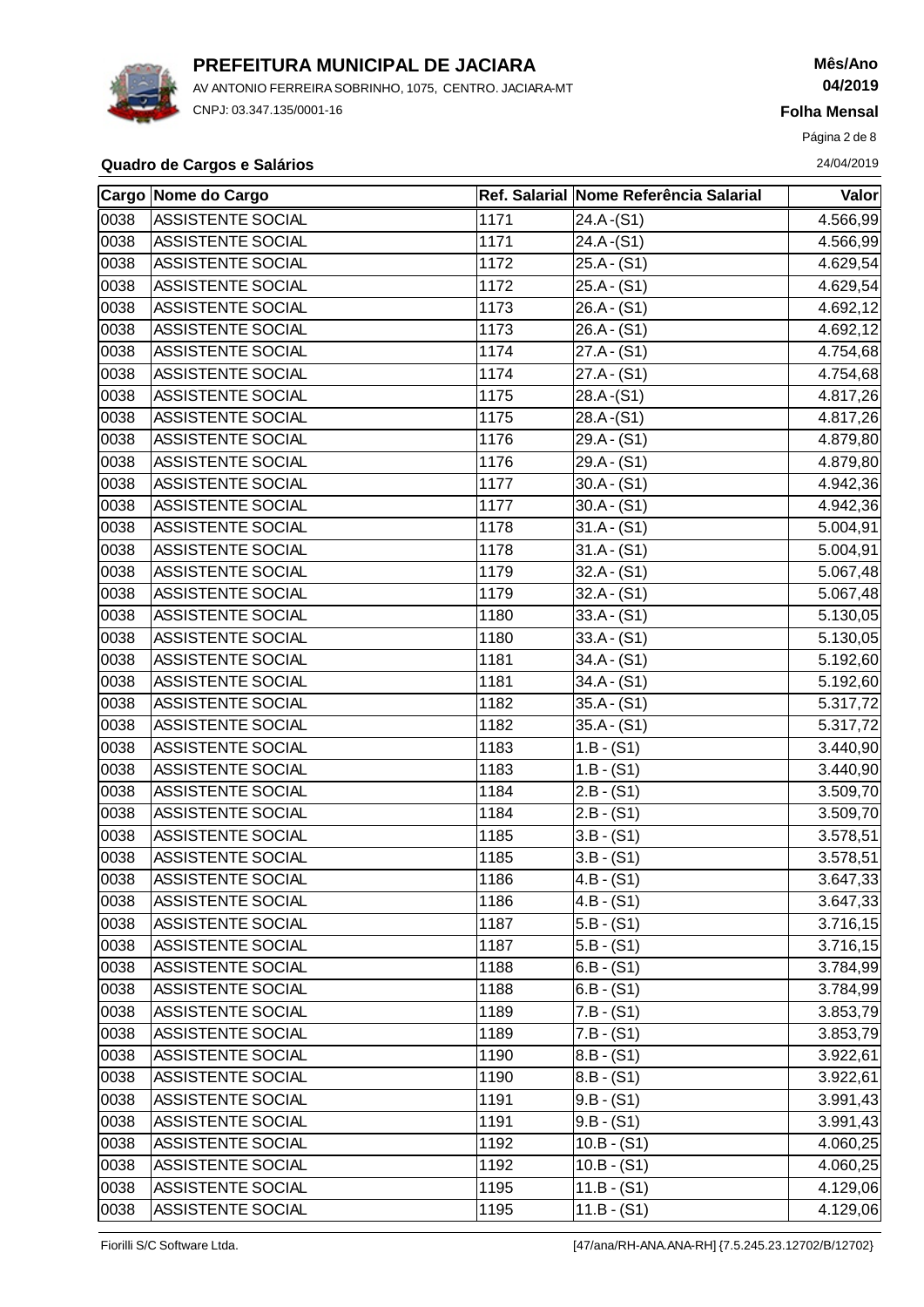# PREFEITURA MUNICIPAL DE JACIARA

AV ANTONIO FERREIRA SOBRINHO, 1075, CENTRO. JACIARA-MT

CNPJ: 03.347.135/0001-16

**Mês/Ano**
**04/2019**

**Folha Mensal**

24/04/2019

**Quadro de Cargos e Salários**

| Cargo | Nome do Cargo | Ref. Salarial | Nome Referência Salarial | Valor |
|---|---|---|---|---|
| 0038 | ASSISTENTE SOCIAL | 1171 | 24.A -(S1) | 4.566,99 |
| 0038 | ASSISTENTE SOCIAL | 1171 | 24.A -(S1) | 4.566,99 |
| 0038 | ASSISTENTE SOCIAL | 1172 | 25.A - (S1) | 4.629,54 |
| 0038 | ASSISTENTE SOCIAL | 1172 | 25.A - (S1) | 4.629,54 |
| 0038 | ASSISTENTE SOCIAL | 1173 | 26.A - (S1) | 4.692,12 |
| 0038 | ASSISTENTE SOCIAL | 1173 | 26.A - (S1) | 4.692,12 |
| 0038 | ASSISTENTE SOCIAL | 1174 | 27.A - (S1) | 4.754,68 |
| 0038 | ASSISTENTE SOCIAL | 1174 | 27.A - (S1) | 4.754,68 |
| 0038 | ASSISTENTE SOCIAL | 1175 | 28.A -(S1) | 4.817,26 |
| 0038 | ASSISTENTE SOCIAL | 1175 | 28.A -(S1) | 4.817,26 |
| 0038 | ASSISTENTE SOCIAL | 1176 | 29.A - (S1) | 4.879,80 |
| 0038 | ASSISTENTE SOCIAL | 1176 | 29.A - (S1) | 4.879,80 |
| 0038 | ASSISTENTE SOCIAL | 1177 | 30.A - (S1) | 4.942,36 |
| 0038 | ASSISTENTE SOCIAL | 1177 | 30.A - (S1) | 4.942,36 |
| 0038 | ASSISTENTE SOCIAL | 1178 | 31.A - (S1) | 5.004,91 |
| 0038 | ASSISTENTE SOCIAL | 1178 | 31.A - (S1) | 5.004,91 |
| 0038 | ASSISTENTE SOCIAL | 1179 | 32.A - (S1) | 5.067,48 |
| 0038 | ASSISTENTE SOCIAL | 1179 | 32.A - (S1) | 5.067,48 |
| 0038 | ASSISTENTE SOCIAL | 1180 | 33.A - (S1) | 5.130,05 |
| 0038 | ASSISTENTE SOCIAL | 1180 | 33.A - (S1) | 5.130,05 |
| 0038 | ASSISTENTE SOCIAL | 1181 | 34.A - (S1) | 5.192,60 |
| 0038 | ASSISTENTE SOCIAL | 1181 | 34.A - (S1) | 5.192,60 |
| 0038 | ASSISTENTE SOCIAL | 1182 | 35.A - (S1) | 5.317,72 |
| 0038 | ASSISTENTE SOCIAL | 1182 | 35.A - (S1) | 5.317,72 |
| 0038 | ASSISTENTE SOCIAL | 1183 | 1.B - (S1) | 3.440,90 |
| 0038 | ASSISTENTE SOCIAL | 1183 | 1.B - (S1) | 3.440,90 |
| 0038 | ASSISTENTE SOCIAL | 1184 | 2.B - (S1) | 3.509,70 |
| 0038 | ASSISTENTE SOCIAL | 1184 | 2.B - (S1) | 3.509,70 |
| 0038 | ASSISTENTE SOCIAL | 1185 | 3.B - (S1) | 3.578,51 |
| 0038 | ASSISTENTE SOCIAL | 1185 | 3.B - (S1) | 3.578,51 |
| 0038 | ASSISTENTE SOCIAL | 1186 | 4.B - (S1) | 3.647,33 |
| 0038 | ASSISTENTE SOCIAL | 1186 | 4.B - (S1) | 3.647,33 |
| 0038 | ASSISTENTE SOCIAL | 1187 | 5.B - (S1) | 3.716,15 |
| 0038 | ASSISTENTE SOCIAL | 1187 | 5.B - (S1) | 3.716,15 |
| 0038 | ASSISTENTE SOCIAL | 1188 | 6.B - (S1) | 3.784,99 |
| 0038 | ASSISTENTE SOCIAL | 1188 | 6.B - (S1) | 3.784,99 |
| 0038 | ASSISTENTE SOCIAL | 1189 | 7.B - (S1) | 3.853,79 |
| 0038 | ASSISTENTE SOCIAL | 1189 | 7.B - (S1) | 3.853,79 |
| 0038 | ASSISTENTE SOCIAL | 1190 | 8.B - (S1) | 3.922,61 |
| 0038 | ASSISTENTE SOCIAL | 1190 | 8.B - (S1) | 3.922,61 |
| 0038 | ASSISTENTE SOCIAL | 1191 | 9.B - (S1) | 3.991,43 |
| 0038 | ASSISTENTE SOCIAL | 1191 | 9.B - (S1) | 3.991,43 |
| 0038 | ASSISTENTE SOCIAL | 1192 | 10.B - (S1) | 4.060,25 |
| 0038 | ASSISTENTE SOCIAL | 1192 | 10.B - (S1) | 4.060,25 |
| 0038 | ASSISTENTE SOCIAL | 1195 | 11.B - (S1) | 4.129,06 |
| 0038 | ASSISTENTE SOCIAL | 1195 | 11.B - (S1) | 4.129,06 |

Fiorilli S/C Software Ltda. [47/ana/RH-ANA.ANA-RH] {7.5.245.23.12702/B/12702}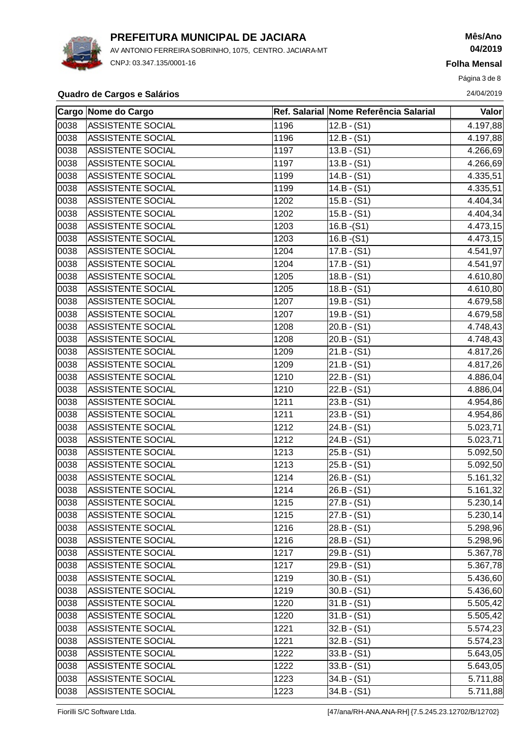# PREFEITURA MUNICIPAL DE JACIARA

AV ANTONIO FERREIRA SOBRINHO, 1075, CENTRO. JACIARA-MT

CNPJ: 03.347.135/0001-16

**Mês/Ano**
**04/2019**
**Folha Mensal**

24/04/2019

**Quadro de Cargos e Salários**

| Cargo | Nome do Cargo | Ref. Salarial | Nome Referência Salarial | Valor |
|---|---|---|---|---|
| 0038 | ASSISTENTE SOCIAL | 1196 | 12.B - (S1) | 4.197,88 |
| 0038 | ASSISTENTE SOCIAL | 1196 | 12.B - (S1) | 4.197,88 |
| 0038 | ASSISTENTE SOCIAL | 1197 | 13.B - (S1) | 4.266,69 |
| 0038 | ASSISTENTE SOCIAL | 1197 | 13.B - (S1) | 4.266,69 |
| 0038 | ASSISTENTE SOCIAL | 1199 | 14.B - (S1) | 4.335,51 |
| 0038 | ASSISTENTE SOCIAL | 1199 | 14.B - (S1) | 4.335,51 |
| 0038 | ASSISTENTE SOCIAL | 1202 | 15.B - (S1) | 4.404,34 |
| 0038 | ASSISTENTE SOCIAL | 1202 | 15.B - (S1) | 4.404,34 |
| 0038 | ASSISTENTE SOCIAL | 1203 | 16.B -(S1) | 4.473,15 |
| 0038 | ASSISTENTE SOCIAL | 1203 | 16.B -(S1) | 4.473,15 |
| 0038 | ASSISTENTE SOCIAL | 1204 | 17.B - (S1) | 4.541,97 |
| 0038 | ASSISTENTE SOCIAL | 1204 | 17.B - (S1) | 4.541,97 |
| 0038 | ASSISTENTE SOCIAL | 1205 | 18.B - (S1) | 4.610,80 |
| 0038 | ASSISTENTE SOCIAL | 1205 | 18.B - (S1) | 4.610,80 |
| 0038 | ASSISTENTE SOCIAL | 1207 | 19.B - (S1) | 4.679,58 |
| 0038 | ASSISTENTE SOCIAL | 1207 | 19.B - (S1) | 4.679,58 |
| 0038 | ASSISTENTE SOCIAL | 1208 | 20.B - (S1) | 4.748,43 |
| 0038 | ASSISTENTE SOCIAL | 1208 | 20.B - (S1) | 4.748,43 |
| 0038 | ASSISTENTE SOCIAL | 1209 | 21.B - (S1) | 4.817,26 |
| 0038 | ASSISTENTE SOCIAL | 1209 | 21.B - (S1) | 4.817,26 |
| 0038 | ASSISTENTE SOCIAL | 1210 | 22.B - (S1) | 4.886,04 |
| 0038 | ASSISTENTE SOCIAL | 1210 | 22.B - (S1) | 4.886,04 |
| 0038 | ASSISTENTE SOCIAL | 1211 | 23.B - (S1) | 4.954,86 |
| 0038 | ASSISTENTE SOCIAL | 1211 | 23.B - (S1) | 4.954,86 |
| 0038 | ASSISTENTE SOCIAL | 1212 | 24.B - (S1) | 5.023,71 |
| 0038 | ASSISTENTE SOCIAL | 1212 | 24.B - (S1) | 5.023,71 |
| 0038 | ASSISTENTE SOCIAL | 1213 | 25.B - (S1) | 5.092,50 |
| 0038 | ASSISTENTE SOCIAL | 1213 | 25.B - (S1) | 5.092,50 |
| 0038 | ASSISTENTE SOCIAL | 1214 | 26.B - (S1) | 5.161,32 |
| 0038 | ASSISTENTE SOCIAL | 1214 | 26.B - (S1) | 5.161,32 |
| 0038 | ASSISTENTE SOCIAL | 1215 | 27.B - (S1) | 5.230,14 |
| 0038 | ASSISTENTE SOCIAL | 1215 | 27.B - (S1) | 5.230,14 |
| 0038 | ASSISTENTE SOCIAL | 1216 | 28.B - (S1) | 5.298,96 |
| 0038 | ASSISTENTE SOCIAL | 1216 | 28.B - (S1) | 5.298,96 |
| 0038 | ASSISTENTE SOCIAL | 1217 | 29.B - (S1) | 5.367,78 |
| 0038 | ASSISTENTE SOCIAL | 1217 | 29.B - (S1) | 5.367,78 |
| 0038 | ASSISTENTE SOCIAL | 1219 | 30.B - (S1) | 5.436,60 |
| 0038 | ASSISTENTE SOCIAL | 1219 | 30.B - (S1) | 5.436,60 |
| 0038 | ASSISTENTE SOCIAL | 1220 | 31.B - (S1) | 5.505,42 |
| 0038 | ASSISTENTE SOCIAL | 1220 | 31.B - (S1) | 5.505,42 |
| 0038 | ASSISTENTE SOCIAL | 1221 | 32.B - (S1) | 5.574,23 |
| 0038 | ASSISTENTE SOCIAL | 1221 | 32.B - (S1) | 5.574,23 |
| 0038 | ASSISTENTE SOCIAL | 1222 | 33.B - (S1) | 5.643,05 |
| 0038 | ASSISTENTE SOCIAL | 1222 | 33.B - (S1) | 5.643,05 |
| 0038 | ASSISTENTE SOCIAL | 1223 | 34.B - (S1) | 5.711,88 |
| 0038 | ASSISTENTE SOCIAL | 1223 | 34.B - (S1) | 5.711,88 |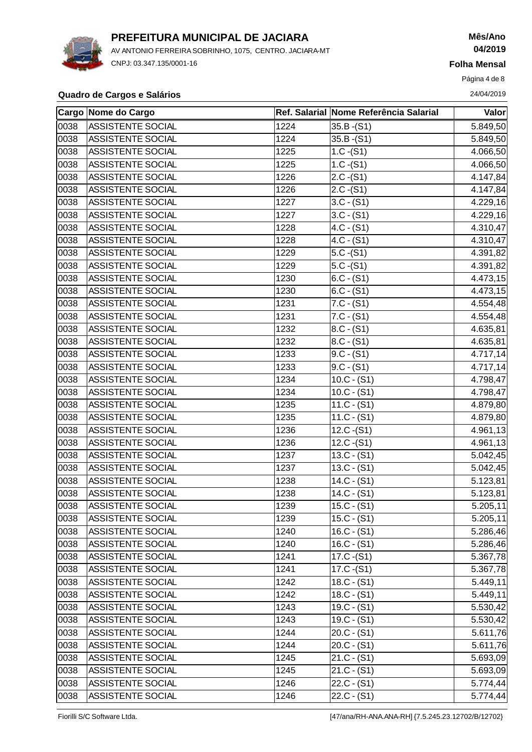**Quadro de Cargos e Salários**

| Cargo | Nome do Cargo | Ref. Salarial | Nome Referência Salarial | Valor |
|---|---|---|---|---|
| 0038 | ASSISTENTE SOCIAL | 1224 | 35.B -(S1) | 5.849,50 |
| 0038 | ASSISTENTE SOCIAL | 1224 | 35.B -(S1) | 5.849,50 |
| 0038 | ASSISTENTE SOCIAL | 1225 | 1.C -(S1) | 4.066,50 |
| 0038 | ASSISTENTE SOCIAL | 1225 | 1.C -(S1) | 4.066,50 |
| 0038 | ASSISTENTE SOCIAL | 1226 | 2.C -(S1) | 4.147,84 |
| 0038 | ASSISTENTE SOCIAL | 1226 | 2.C -(S1) | 4.147,84 |
| 0038 | ASSISTENTE SOCIAL | 1227 | 3.C - (S1) | 4.229,16 |
| 0038 | ASSISTENTE SOCIAL | 1227 | 3.C - (S1) | 4.229,16 |
| 0038 | ASSISTENTE SOCIAL | 1228 | 4.C - (S1) | 4.310,47 |
| 0038 | ASSISTENTE SOCIAL | 1228 | 4.C - (S1) | 4.310,47 |
| 0038 | ASSISTENTE SOCIAL | 1229 | 5.C -(S1) | 4.391,82 |
| 0038 | ASSISTENTE SOCIAL | 1229 | 5.C -(S1) | 4.391,82 |
| 0038 | ASSISTENTE SOCIAL | 1230 | 6.C - (S1) | 4.473,15 |
| 0038 | ASSISTENTE SOCIAL | 1230 | 6.C - (S1) | 4.473,15 |
| 0038 | ASSISTENTE SOCIAL | 1231 | 7.C - (S1) | 4.554,48 |
| 0038 | ASSISTENTE SOCIAL | 1231 | 7.C - (S1) | 4.554,48 |
| 0038 | ASSISTENTE SOCIAL | 1232 | 8.C - (S1) | 4.635,81 |
| 0038 | ASSISTENTE SOCIAL | 1232 | 8.C - (S1) | 4.635,81 |
| 0038 | ASSISTENTE SOCIAL | 1233 | 9.C - (S1) | 4.717,14 |
| 0038 | ASSISTENTE SOCIAL | 1233 | 9.C - (S1) | 4.717,14 |
| 0038 | ASSISTENTE SOCIAL | 1234 | 10.C - (S1) | 4.798,47 |
| 0038 | ASSISTENTE SOCIAL | 1234 | 10.C - (S1) | 4.798,47 |
| 0038 | ASSISTENTE SOCIAL | 1235 | 11.C - (S1) | 4.879,80 |
| 0038 | ASSISTENTE SOCIAL | 1235 | 11.C - (S1) | 4.879,80 |
| 0038 | ASSISTENTE SOCIAL | 1236 | 12.C -(S1) | 4.961,13 |
| 0038 | ASSISTENTE SOCIAL | 1236 | 12.C -(S1) | 4.961,13 |
| 0038 | ASSISTENTE SOCIAL | 1237 | 13.C - (S1) | 5.042,45 |
| 0038 | ASSISTENTE SOCIAL | 1237 | 13.C - (S1) | 5.042,45 |
| 0038 | ASSISTENTE SOCIAL | 1238 | 14.C - (S1) | 5.123,81 |
| 0038 | ASSISTENTE SOCIAL | 1238 | 14.C - (S1) | 5.123,81 |
| 0038 | ASSISTENTE SOCIAL | 1239 | 15.C - (S1) | 5.205,11 |
| 0038 | ASSISTENTE SOCIAL | 1239 | 15.C - (S1) | 5.205,11 |
| 0038 | ASSISTENTE SOCIAL | 1240 | 16.C - (S1) | 5.286,46 |
| 0038 | ASSISTENTE SOCIAL | 1240 | 16.C - (S1) | 5.286,46 |
| 0038 | ASSISTENTE SOCIAL | 1241 | 17.C -(S1) | 5.367,78 |
| 0038 | ASSISTENTE SOCIAL | 1241 | 17.C -(S1) | 5.367,78 |
| 0038 | ASSISTENTE SOCIAL | 1242 | 18.C - (S1) | 5.449,11 |
| 0038 | ASSISTENTE SOCIAL | 1242 | 18.C - (S1) | 5.449,11 |
| 0038 | ASSISTENTE SOCIAL | 1243 | 19.C - (S1) | 5.530,42 |
| 0038 | ASSISTENTE SOCIAL | 1243 | 19.C - (S1) | 5.530,42 |
| 0038 | ASSISTENTE SOCIAL | 1244 | 20.C - (S1) | 5.611,76 |
| 0038 | ASSISTENTE SOCIAL | 1244 | 20.C - (S1) | 5.611,76 |
| 0038 | ASSISTENTE SOCIAL | 1245 | 21.C - (S1) | 5.693,09 |
| 0038 | ASSISTENTE SOCIAL | 1245 | 21.C - (S1) | 5.693,09 |
| 0038 | ASSISTENTE SOCIAL | 1246 | 22.C - (S1) | 5.774,44 |
| 0038 | ASSISTENTE SOCIAL | 1246 | 22.C - (S1) | 5.774,44 |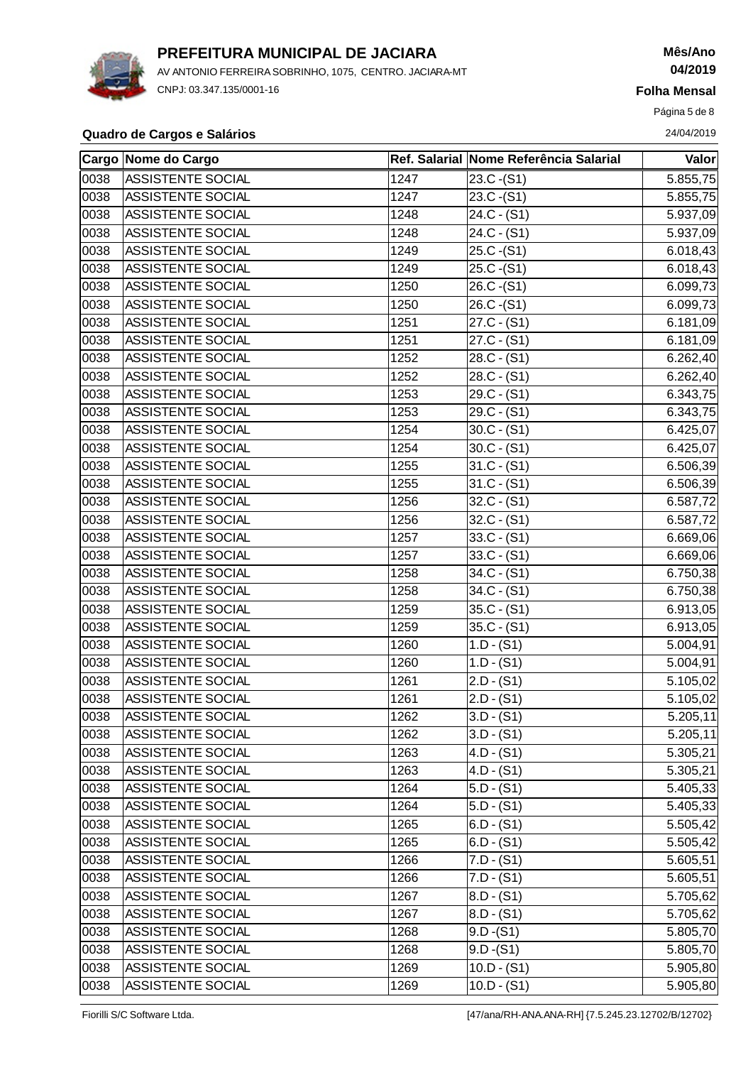# PREFEITURA MUNICIPAL DE JACIARA

AV ANTONIO FERREIRA SOBRINHO, 1075, CENTRO. JACIARA-MT

CNPJ: 03.347.135/0001-16

**Mês/Ano**
**04/2019**

**Folha Mensal**

24/04/2019

**Quadro de Cargos e Salários**

| Cargo | Nome do Cargo | Ref. Salarial | Nome Referência Salarial | Valor |
|---|---|---|---|---|
| 0038 | ASSISTENTE SOCIAL | 1247 | 23.C -(S1) | 5.855,75 |
| 0038 | ASSISTENTE SOCIAL | 1247 | 23.C -(S1) | 5.855,75 |
| 0038 | ASSISTENTE SOCIAL | 1248 | 24.C - (S1) | 5.937,09 |
| 0038 | ASSISTENTE SOCIAL | 1248 | 24.C - (S1) | 5.937,09 |
| 0038 | ASSISTENTE SOCIAL | 1249 | 25.C -(S1) | 6.018,43 |
| 0038 | ASSISTENTE SOCIAL | 1249 | 25.C -(S1) | 6.018,43 |
| 0038 | ASSISTENTE SOCIAL | 1250 | 26.C -(S1) | 6.099,73 |
| 0038 | ASSISTENTE SOCIAL | 1250 | 26.C -(S1) | 6.099,73 |
| 0038 | ASSISTENTE SOCIAL | 1251 | 27.C - (S1) | 6.181,09 |
| 0038 | ASSISTENTE SOCIAL | 1251 | 27.C - (S1) | 6.181,09 |
| 0038 | ASSISTENTE SOCIAL | 1252 | 28.C - (S1) | 6.262,40 |
| 0038 | ASSISTENTE SOCIAL | 1252 | 28.C - (S1) | 6.262,40 |
| 0038 | ASSISTENTE SOCIAL | 1253 | 29.C - (S1) | 6.343,75 |
| 0038 | ASSISTENTE SOCIAL | 1253 | 29.C - (S1) | 6.343,75 |
| 0038 | ASSISTENTE SOCIAL | 1254 | 30.C - (S1) | 6.425,07 |
| 0038 | ASSISTENTE SOCIAL | 1254 | 30.C - (S1) | 6.425,07 |
| 0038 | ASSISTENTE SOCIAL | 1255 | 31.C - (S1) | 6.506,39 |
| 0038 | ASSISTENTE SOCIAL | 1255 | 31.C - (S1) | 6.506,39 |
| 0038 | ASSISTENTE SOCIAL | 1256 | 32.C - (S1) | 6.587,72 |
| 0038 | ASSISTENTE SOCIAL | 1256 | 32.C - (S1) | 6.587,72 |
| 0038 | ASSISTENTE SOCIAL | 1257 | 33.C - (S1) | 6.669,06 |
| 0038 | ASSISTENTE SOCIAL | 1257 | 33.C - (S1) | 6.669,06 |
| 0038 | ASSISTENTE SOCIAL | 1258 | 34.C - (S1) | 6.750,38 |
| 0038 | ASSISTENTE SOCIAL | 1258 | 34.C - (S1) | 6.750,38 |
| 0038 | ASSISTENTE SOCIAL | 1259 | 35.C - (S1) | 6.913,05 |
| 0038 | ASSISTENTE SOCIAL | 1259 | 35.C - (S1) | 6.913,05 |
| 0038 | ASSISTENTE SOCIAL | 1260 | 1.D - (S1) | 5.004,91 |
| 0038 | ASSISTENTE SOCIAL | 1260 | 1.D - (S1) | 5.004,91 |
| 0038 | ASSISTENTE SOCIAL | 1261 | 2.D - (S1) | 5.105,02 |
| 0038 | ASSISTENTE SOCIAL | 1261 | 2.D - (S1) | 5.105,02 |
| 0038 | ASSISTENTE SOCIAL | 1262 | 3.D - (S1) | 5.205,11 |
| 0038 | ASSISTENTE SOCIAL | 1262 | 3.D - (S1) | 5.205,11 |
| 0038 | ASSISTENTE SOCIAL | 1263 | 4.D - (S1) | 5.305,21 |
| 0038 | ASSISTENTE SOCIAL | 1263 | 4.D - (S1) | 5.305,21 |
| 0038 | ASSISTENTE SOCIAL | 1264 | 5.D - (S1) | 5.405,33 |
| 0038 | ASSISTENTE SOCIAL | 1264 | 5.D - (S1) | 5.405,33 |
| 0038 | ASSISTENTE SOCIAL | 1265 | 6.D - (S1) | 5.505,42 |
| 0038 | ASSISTENTE SOCIAL | 1265 | 6.D - (S1) | 5.505,42 |
| 0038 | ASSISTENTE SOCIAL | 1266 | 7.D - (S1) | 5.605,51 |
| 0038 | ASSISTENTE SOCIAL | 1266 | 7.D - (S1) | 5.605,51 |
| 0038 | ASSISTENTE SOCIAL | 1267 | 8.D - (S1) | 5.705,62 |
| 0038 | ASSISTENTE SOCIAL | 1267 | 8.D - (S1) | 5.705,62 |
| 0038 | ASSISTENTE SOCIAL | 1268 | 9.D -(S1) | 5.805,70 |
| 0038 | ASSISTENTE SOCIAL | 1268 | 9.D -(S1) | 5.805,70 |
| 0038 | ASSISTENTE SOCIAL | 1269 | 10.D - (S1) | 5.905,80 |
| 0038 | ASSISTENTE SOCIAL | 1269 | 10.D - (S1) | 5.905,80 |

Fiorilli S/C Software Ltda. [47/ana/RH-ANA.ANA-RH] {7.5.245.23.12702/B/12702}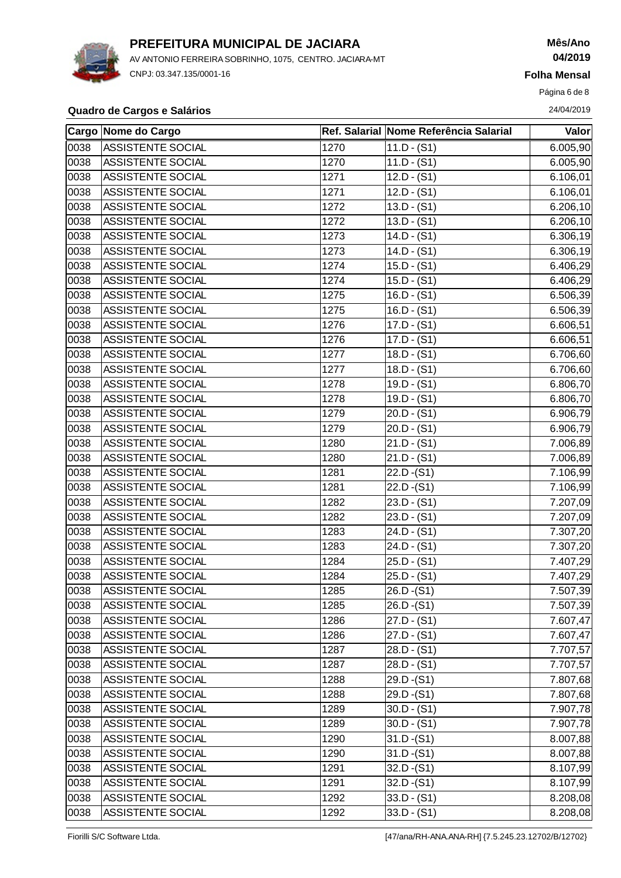**PREFEITURA MUNICIPAL DE JACIARA**

AV ANTONIO FERREIRA SOBRINHO, 1075, CENTRO. JACIARA-MT

CNPJ: 03.347.135/0001-16

**Mês/Ano**
**04/2019**

**Folha Mensal**

**Quadro de Cargos e Salários**

24/04/2019

| Cargo | Nome do Cargo | Ref. Salarial | Nome Referência Salarial | Valor |
|---|---|---|---|---|
| 0038 | ASSISTENTE SOCIAL | 1270 | 11.D - (S1) | 6.005,90 |
| 0038 | ASSISTENTE SOCIAL | 1270 | 11.D - (S1) | 6.005,90 |
| 0038 | ASSISTENTE SOCIAL | 1271 | 12.D - (S1) | 6.106,01 |
| 0038 | ASSISTENTE SOCIAL | 1271 | 12.D - (S1) | 6.106,01 |
| 0038 | ASSISTENTE SOCIAL | 1272 | 13.D - (S1) | 6.206,10 |
| 0038 | ASSISTENTE SOCIAL | 1272 | 13.D - (S1) | 6.206,10 |
| 0038 | ASSISTENTE SOCIAL | 1273 | 14.D - (S1) | 6.306,19 |
| 0038 | ASSISTENTE SOCIAL | 1273 | 14.D - (S1) | 6.306,19 |
| 0038 | ASSISTENTE SOCIAL | 1274 | 15.D - (S1) | 6.406,29 |
| 0038 | ASSISTENTE SOCIAL | 1274 | 15.D - (S1) | 6.406,29 |
| 0038 | ASSISTENTE SOCIAL | 1275 | 16.D - (S1) | 6.506,39 |
| 0038 | ASSISTENTE SOCIAL | 1275 | 16.D - (S1) | 6.506,39 |
| 0038 | ASSISTENTE SOCIAL | 1276 | 17.D - (S1) | 6.606,51 |
| 0038 | ASSISTENTE SOCIAL | 1276 | 17.D - (S1) | 6.606,51 |
| 0038 | ASSISTENTE SOCIAL | 1277 | 18.D - (S1) | 6.706,60 |
| 0038 | ASSISTENTE SOCIAL | 1277 | 18.D - (S1) | 6.706,60 |
| 0038 | ASSISTENTE SOCIAL | 1278 | 19.D - (S1) | 6.806,70 |
| 0038 | ASSISTENTE SOCIAL | 1278 | 19.D - (S1) | 6.806,70 |
| 0038 | ASSISTENTE SOCIAL | 1279 | 20.D - (S1) | 6.906,79 |
| 0038 | ASSISTENTE SOCIAL | 1279 | 20.D - (S1) | 6.906,79 |
| 0038 | ASSISTENTE SOCIAL | 1280 | 21.D - (S1) | 7.006,89 |
| 0038 | ASSISTENTE SOCIAL | 1280 | 21.D - (S1) | 7.006,89 |
| 0038 | ASSISTENTE SOCIAL | 1281 | 22.D -(S1) | 7.106,99 |
| 0038 | ASSISTENTE SOCIAL | 1281 | 22.D -(S1) | 7.106,99 |
| 0038 | ASSISTENTE SOCIAL | 1282 | 23.D - (S1) | 7.207,09 |
| 0038 | ASSISTENTE SOCIAL | 1282 | 23.D - (S1) | 7.207,09 |
| 0038 | ASSISTENTE SOCIAL | 1283 | 24.D - (S1) | 7.307,20 |
| 0038 | ASSISTENTE SOCIAL | 1283 | 24.D - (S1) | 7.307,20 |
| 0038 | ASSISTENTE SOCIAL | 1284 | 25.D - (S1) | 7.407,29 |
| 0038 | ASSISTENTE SOCIAL | 1284 | 25.D - (S1) | 7.407,29 |
| 0038 | ASSISTENTE SOCIAL | 1285 | 26.D -(S1) | 7.507,39 |
| 0038 | ASSISTENTE SOCIAL | 1285 | 26.D -(S1) | 7.507,39 |
| 0038 | ASSISTENTE SOCIAL | 1286 | 27.D - (S1) | 7.607,47 |
| 0038 | ASSISTENTE SOCIAL | 1286 | 27.D - (S1) | 7.607,47 |
| 0038 | ASSISTENTE SOCIAL | 1287 | 28.D - (S1) | 7.707,57 |
| 0038 | ASSISTENTE SOCIAL | 1287 | 28.D - (S1) | 7.707,57 |
| 0038 | ASSISTENTE SOCIAL | 1288 | 29.D -(S1) | 7.807,68 |
| 0038 | ASSISTENTE SOCIAL | 1288 | 29.D -(S1) | 7.807,68 |
| 0038 | ASSISTENTE SOCIAL | 1289 | 30.D - (S1) | 7.907,78 |
| 0038 | ASSISTENTE SOCIAL | 1289 | 30.D - (S1) | 7.907,78 |
| 0038 | ASSISTENTE SOCIAL | 1290 | 31.D -(S1) | 8.007,88 |
| 0038 | ASSISTENTE SOCIAL | 1290 | 31.D -(S1) | 8.007,88 |
| 0038 | ASSISTENTE SOCIAL | 1291 | 32.D -(S1) | 8.107,99 |
| 0038 | ASSISTENTE SOCIAL | 1291 | 32.D -(S1) | 8.107,99 |
| 0038 | ASSISTENTE SOCIAL | 1292 | 33.D - (S1) | 8.208,08 |
| 0038 | ASSISTENTE SOCIAL | 1292 | 33.D - (S1) | 8.208,08 |

Fiorilli S/C Software Ltda. [47/ana/RH-ANA.ANA-RH] {7.5.245.23.12702/B/12702}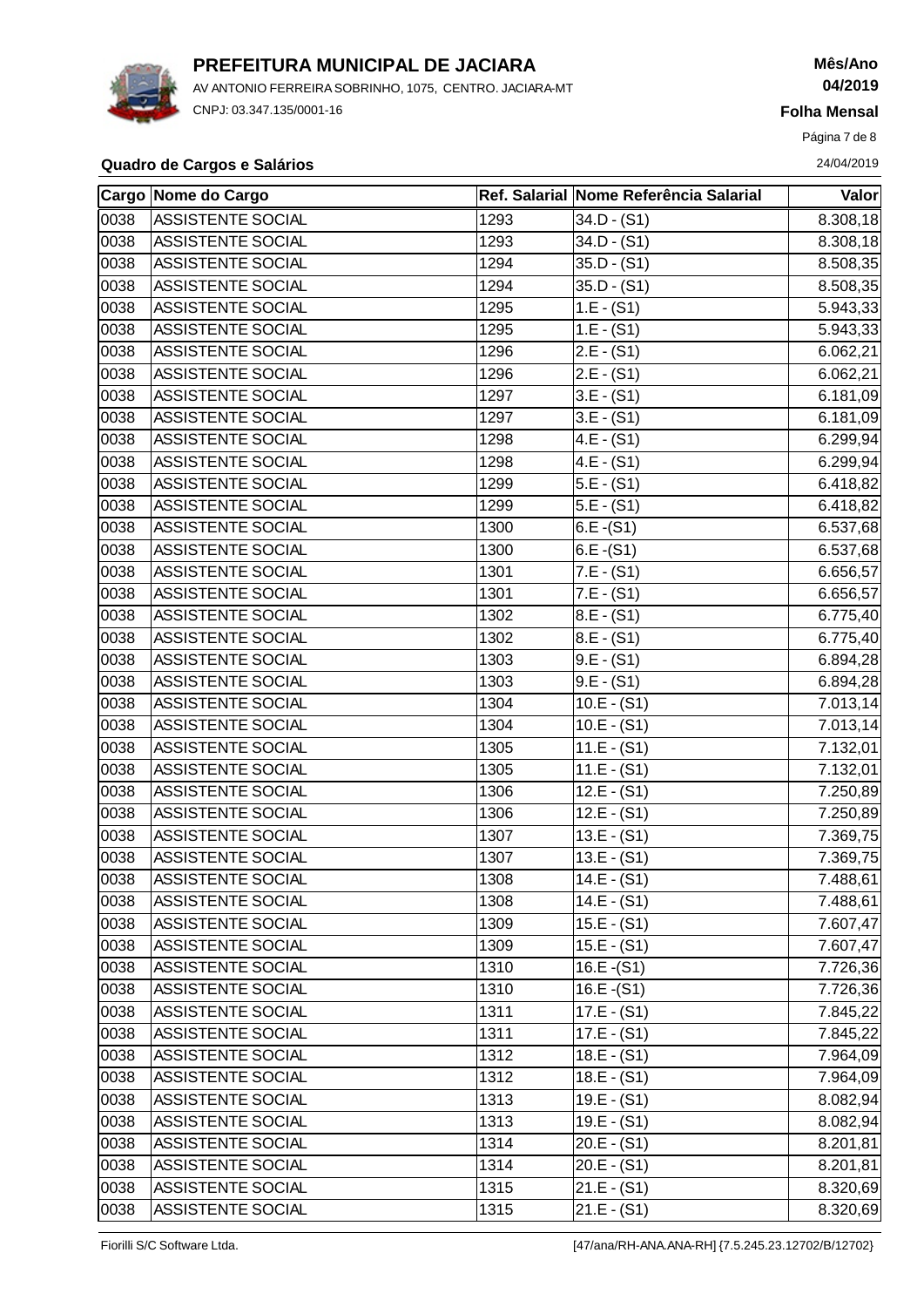# PREFEITURA MUNICIPAL DE JACIARA

AV ANTONIO FERREIRA SOBRINHO, 1075, CENTRO. JACIARA-MT

CNPJ: 03.347.135/0001-16

**Mês/Ano**
**04/2019**

**Folha Mensal**

**Quadro de Cargos e Salários**

24/04/2019

| Cargo | Nome do Cargo | Ref. Salarial | Nome Referência Salarial | Valor |
|---|---|---|---|---|
| 0038 | ASSISTENTE SOCIAL | 1293 | 34.D - (S1) | 8.308,18 |
| 0038 | ASSISTENTE SOCIAL | 1293 | 34.D - (S1) | 8.308,18 |
| 0038 | ASSISTENTE SOCIAL | 1294 | 35.D - (S1) | 8.508,35 |
| 0038 | ASSISTENTE SOCIAL | 1294 | 35.D - (S1) | 8.508,35 |
| 0038 | ASSISTENTE SOCIAL | 1295 | 1.E - (S1) | 5.943,33 |
| 0038 | ASSISTENTE SOCIAL | 1295 | 1.E - (S1) | 5.943,33 |
| 0038 | ASSISTENTE SOCIAL | 1296 | 2.E - (S1) | 6.062,21 |
| 0038 | ASSISTENTE SOCIAL | 1296 | 2.E - (S1) | 6.062,21 |
| 0038 | ASSISTENTE SOCIAL | 1297 | 3.E - (S1) | 6.181,09 |
| 0038 | ASSISTENTE SOCIAL | 1297 | 3.E - (S1) | 6.181,09 |
| 0038 | ASSISTENTE SOCIAL | 1298 | 4.E - (S1) | 6.299,94 |
| 0038 | ASSISTENTE SOCIAL | 1298 | 4.E - (S1) | 6.299,94 |
| 0038 | ASSISTENTE SOCIAL | 1299 | 5.E - (S1) | 6.418,82 |
| 0038 | ASSISTENTE SOCIAL | 1299 | 5.E - (S1) | 6.418,82 |
| 0038 | ASSISTENTE SOCIAL | 1300 | 6.E -(S1) | 6.537,68 |
| 0038 | ASSISTENTE SOCIAL | 1300 | 6.E -(S1) | 6.537,68 |
| 0038 | ASSISTENTE SOCIAL | 1301 | 7.E - (S1) | 6.656,57 |
| 0038 | ASSISTENTE SOCIAL | 1301 | 7.E - (S1) | 6.656,57 |
| 0038 | ASSISTENTE SOCIAL | 1302 | 8.E - (S1) | 6.775,40 |
| 0038 | ASSISTENTE SOCIAL | 1302 | 8.E - (S1) | 6.775,40 |
| 0038 | ASSISTENTE SOCIAL | 1303 | 9.E - (S1) | 6.894,28 |
| 0038 | ASSISTENTE SOCIAL | 1303 | 9.E - (S1) | 6.894,28 |
| 0038 | ASSISTENTE SOCIAL | 1304 | 10.E - (S1) | 7.013,14 |
| 0038 | ASSISTENTE SOCIAL | 1304 | 10.E - (S1) | 7.013,14 |
| 0038 | ASSISTENTE SOCIAL | 1305 | 11.E - (S1) | 7.132,01 |
| 0038 | ASSISTENTE SOCIAL | 1305 | 11.E - (S1) | 7.132,01 |
| 0038 | ASSISTENTE SOCIAL | 1306 | 12.E - (S1) | 7.250,89 |
| 0038 | ASSISTENTE SOCIAL | 1306 | 12.E - (S1) | 7.250,89 |
| 0038 | ASSISTENTE SOCIAL | 1307 | 13.E - (S1) | 7.369,75 |
| 0038 | ASSISTENTE SOCIAL | 1307 | 13.E - (S1) | 7.369,75 |
| 0038 | ASSISTENTE SOCIAL | 1308 | 14.E - (S1) | 7.488,61 |
| 0038 | ASSISTENTE SOCIAL | 1308 | 14.E - (S1) | 7.488,61 |
| 0038 | ASSISTENTE SOCIAL | 1309 | 15.E - (S1) | 7.607,47 |
| 0038 | ASSISTENTE SOCIAL | 1309 | 15.E - (S1) | 7.607,47 |
| 0038 | ASSISTENTE SOCIAL | 1310 | 16.E -(S1) | 7.726,36 |
| 0038 | ASSISTENTE SOCIAL | 1310 | 16.E -(S1) | 7.726,36 |
| 0038 | ASSISTENTE SOCIAL | 1311 | 17.E - (S1) | 7.845,22 |
| 0038 | ASSISTENTE SOCIAL | 1311 | 17.E - (S1) | 7.845,22 |
| 0038 | ASSISTENTE SOCIAL | 1312 | 18.E - (S1) | 7.964,09 |
| 0038 | ASSISTENTE SOCIAL | 1312 | 18.E - (S1) | 7.964,09 |
| 0038 | ASSISTENTE SOCIAL | 1313 | 19.E - (S1) | 8.082,94 |
| 0038 | ASSISTENTE SOCIAL | 1313 | 19.E - (S1) | 8.082,94 |
| 0038 | ASSISTENTE SOCIAL | 1314 | 20.E - (S1) | 8.201,81 |
| 0038 | ASSISTENTE SOCIAL | 1314 | 20.E - (S1) | 8.201,81 |
| 0038 | ASSISTENTE SOCIAL | 1315 | 21.E - (S1) | 8.320,69 |
| 0038 | ASSISTENTE SOCIAL | 1315 | 21.E - (S1) | 8.320,69 |

Fiorilli S/C Software Ltda. [47/ana/RH-ANA.ANA-RH] {7.5.245.23.12702/B/12702}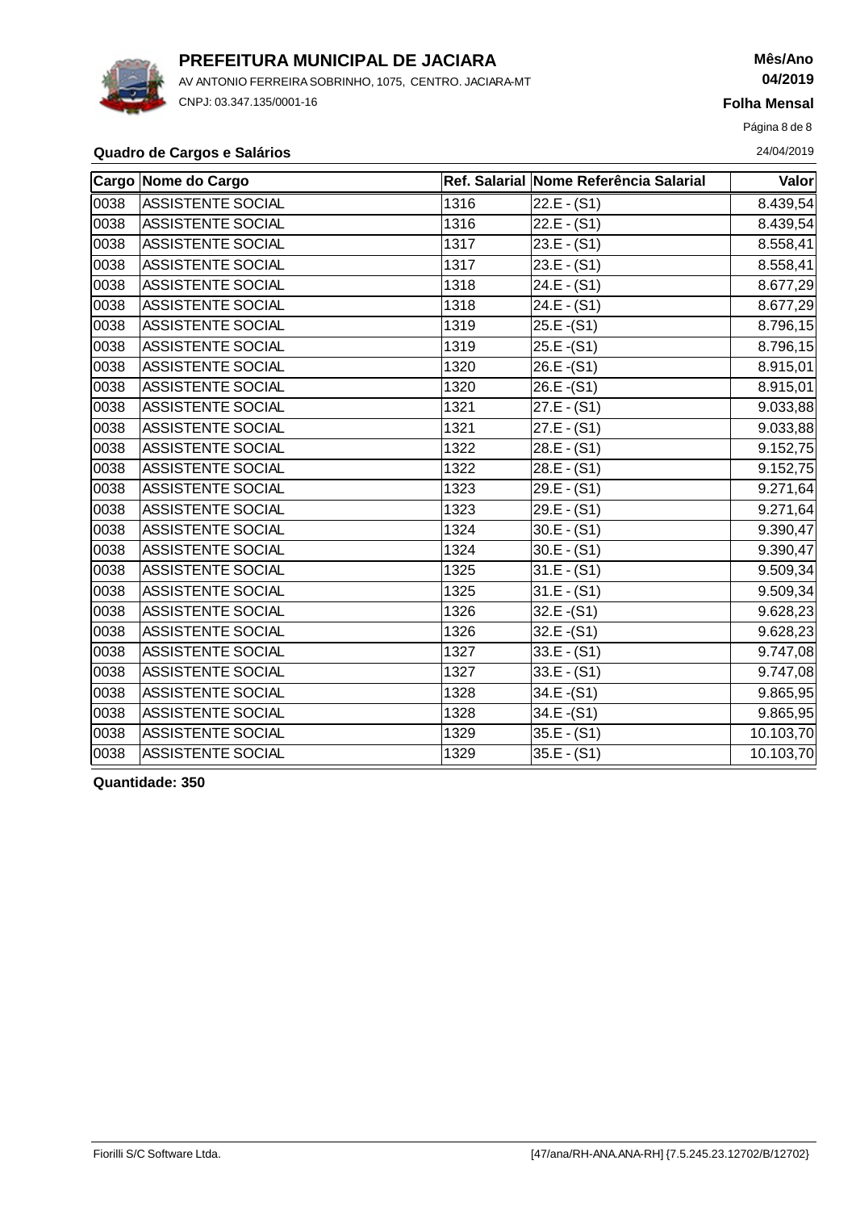# PREFEITURA MUNICIPAL DE JACIARA

AV ANTONIO FERREIRA SOBRINHO, 1075, CENTRO. JACIARA-MT

CNPJ: 03.347.135/0001-16

**Mês/Ano**
**04/2019**

**Folha Mensal**

24/04/2019

**Quadro de Cargos e Salários**

| Cargo | Nome do Cargo | Ref. Salarial | Nome Referência Salarial | Valor |
|---|---|---|---|---|
| 0038 | ASSISTENTE SOCIAL | 1316 | 22.E - (S1) | 8.439,54 |
| 0038 | ASSISTENTE SOCIAL | 1316 | 22.E - (S1) | 8.439,54 |
| 0038 | ASSISTENTE SOCIAL | 1317 | 23.E - (S1) | 8.558,41 |
| 0038 | ASSISTENTE SOCIAL | 1317 | 23.E - (S1) | 8.558,41 |
| 0038 | ASSISTENTE SOCIAL | 1318 | 24.E - (S1) | 8.677,29 |
| 0038 | ASSISTENTE SOCIAL | 1318 | 24.E - (S1) | 8.677,29 |
| 0038 | ASSISTENTE SOCIAL | 1319 | 25.E -(S1) | 8.796,15 |
| 0038 | ASSISTENTE SOCIAL | 1319 | 25.E -(S1) | 8.796,15 |
| 0038 | ASSISTENTE SOCIAL | 1320 | 26.E -(S1) | 8.915,01 |
| 0038 | ASSISTENTE SOCIAL | 1320 | 26.E -(S1) | 8.915,01 |
| 0038 | ASSISTENTE SOCIAL | 1321 | 27.E - (S1) | 9.033,88 |
| 0038 | ASSISTENTE SOCIAL | 1321 | 27.E - (S1) | 9.033,88 |
| 0038 | ASSISTENTE SOCIAL | 1322 | 28.E - (S1) | 9.152,75 |
| 0038 | ASSISTENTE SOCIAL | 1322 | 28.E - (S1) | 9.152,75 |
| 0038 | ASSISTENTE SOCIAL | 1323 | 29.E - (S1) | 9.271,64 |
| 0038 | ASSISTENTE SOCIAL | 1323 | 29.E - (S1) | 9.271,64 |
| 0038 | ASSISTENTE SOCIAL | 1324 | 30.E - (S1) | 9.390,47 |
| 0038 | ASSISTENTE SOCIAL | 1324 | 30.E - (S1) | 9.390,47 |
| 0038 | ASSISTENTE SOCIAL | 1325 | 31.E - (S1) | 9.509,34 |
| 0038 | ASSISTENTE SOCIAL | 1325 | 31.E - (S1) | 9.509,34 |
| 0038 | ASSISTENTE SOCIAL | 1326 | 32.E -(S1) | 9.628,23 |
| 0038 | ASSISTENTE SOCIAL | 1326 | 32.E -(S1) | 9.628,23 |
| 0038 | ASSISTENTE SOCIAL | 1327 | 33.E - (S1) | 9.747,08 |
| 0038 | ASSISTENTE SOCIAL | 1327 | 33.E - (S1) | 9.747,08 |
| 0038 | ASSISTENTE SOCIAL | 1328 | 34.E -(S1) | 9.865,95 |
| 0038 | ASSISTENTE SOCIAL | 1328 | 34.E -(S1) | 9.865,95 |
| 0038 | ASSISTENTE SOCIAL | 1329 | 35.E - (S1) | 10.103,70 |
| 0038 | ASSISTENTE SOCIAL | 1329 | 35.E - (S1) | 10.103,70 |

**Quantidade: 350**